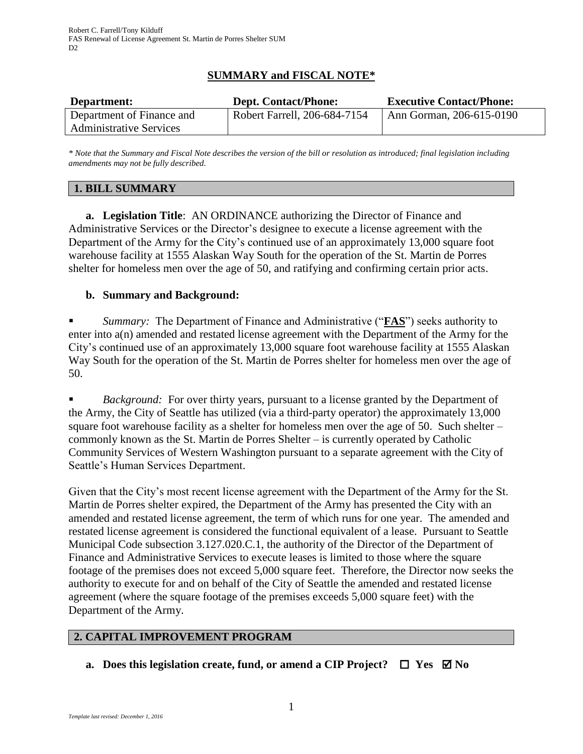## SUMMARY and FISCAL NOTE*

| Department: | Dept. Contact/Phone: | Executive Contact/Phone: |
| --- | --- | --- |
| Department of Finance and Administrative Services | Robert Farrell, 206-684-7154 | Ann Gorman, 206-615-0190 |

*\* Note that the Summary and Fiscal Note describes the version of the bill or resolution as introduced; final legislation including amendments may not be fully described.*

### 1. BILL SUMMARY

**a. Legislation Title**: AN ORDINANCE authorizing the Director of Finance and Administrative Services or the Director's designee to execute a license agreement with the Department of the Army for the City's continued use of an approximately 13,000 square foot warehouse facility at 1555 Alaskan Way South for the operation of the St. Martin de Porres shelter for homeless men over the age of 50, and ratifying and confirming certain prior acts.

**b. Summary and Background:**

- *Summary:* The Department of Finance and Administrative ("**FAS**") seeks authority to enter into a(n) amended and restated license agreement with the Department of the Army for the City's continued use of an approximately 13,000 square foot warehouse facility at 1555 Alaskan Way South for the operation of the St. Martin de Porres shelter for homeless men over the age of 50.

- *Background:* For over thirty years, pursuant to a license granted by the Department of the Army, the City of Seattle has utilized (via a third-party operator) the approximately 13,000 square foot warehouse facility as a shelter for homeless men over the age of 50. Such shelter – commonly known as the St. Martin de Porres Shelter – is currently operated by Catholic Community Services of Western Washington pursuant to a separate agreement with the City of Seattle's Human Services Department.

Given that the City's most recent license agreement with the Department of the Army for the St. Martin de Porres shelter expired, the Department of the Army has presented the City with an amended and restated license agreement, the term of which runs for one year. The amended and restated license agreement is considered the functional equivalent of a lease. Pursuant to Seattle Municipal Code subsection 3.127.020.C.1, the authority of the Director of the Department of Finance and Administrative Services to execute leases is limited to those where the square footage of the premises does not exceed 5,000 square feet. Therefore, the Director now seeks the authority to execute for and on behalf of the City of Seattle the amended and restated license agreement (where the square footage of the premises exceeds 5,000 square feet) with the Department of the Army.

### 2. CAPITAL IMPROVEMENT PROGRAM

**a. Does this legislation create, fund, or amend a CIP Project? ☐ Yes ☑ No**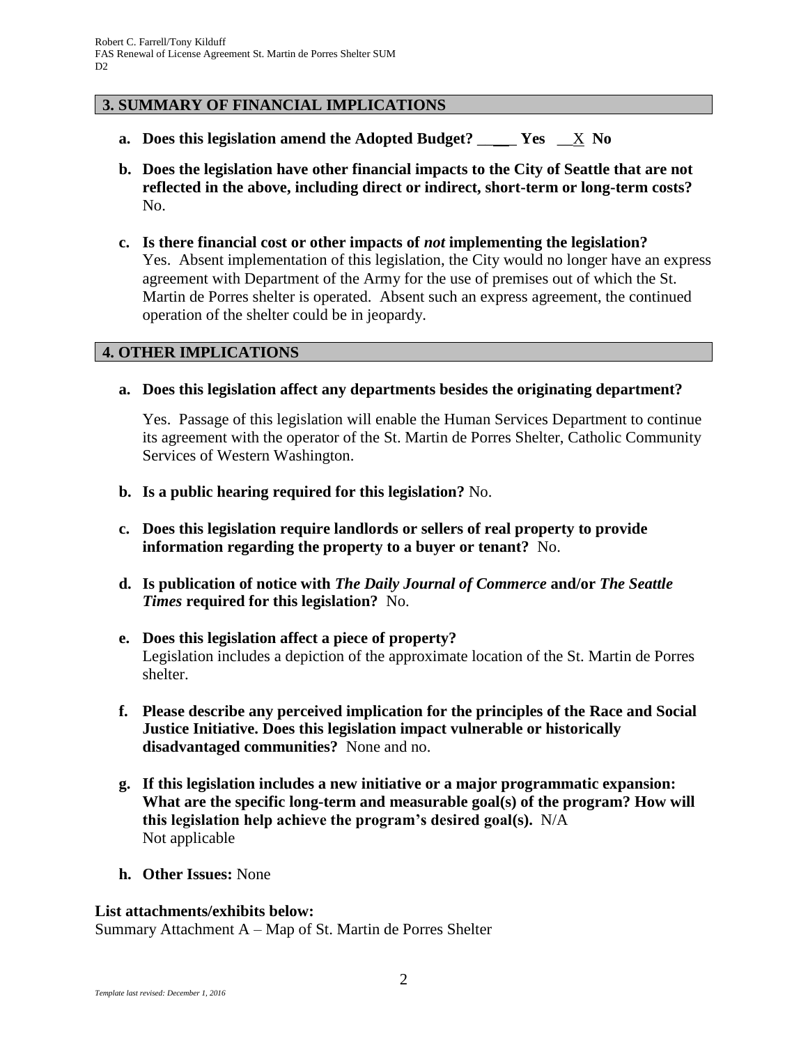## 3. SUMMARY OF FINANCIAL IMPLICATIONS

**a. Does this legislation amend the Adopted Budget?** _____ **Yes** __X **No**

**b. Does the legislation have other financial impacts to the City of Seattle that are not reflected in the above, including direct or indirect, short-term or long-term costs?** No.

**c. Is there financial cost or other impacts of *not* implementing the legislation?** Yes. Absent implementation of this legislation, the City would no longer have an express agreement with Department of the Army for the use of premises out of which the St. Martin de Porres shelter is operated. Absent such an express agreement, the continued operation of the shelter could be in jeopardy.

## 4. OTHER IMPLICATIONS

**a. Does this legislation affect any departments besides the originating department?**

Yes. Passage of this legislation will enable the Human Services Department to continue its agreement with the operator of the St. Martin de Porres Shelter, Catholic Community Services of Western Washington.

**b. Is a public hearing required for this legislation?** No.

**c. Does this legislation require landlords or sellers of real property to provide information regarding the property to a buyer or tenant?** No.

**d. Is publication of notice with *The Daily Journal of Commerce* and/or *The Seattle Times* required for this legislation?** No.

**e. Does this legislation affect a piece of property?** Legislation includes a depiction of the approximate location of the St. Martin de Porres shelter.

**f. Please describe any perceived implication for the principles of the Race and Social Justice Initiative. Does this legislation impact vulnerable or historically disadvantaged communities?** None and no.

**g. If this legislation includes a new initiative or a major programmatic expansion: What are the specific long-term and measurable goal(s) of the program? How will this legislation help achieve the program's desired goal(s).** N/A
Not applicable

**h. Other Issues:** None

**List attachments/exhibits below:**
Summary Attachment A – Map of St. Martin de Porres Shelter